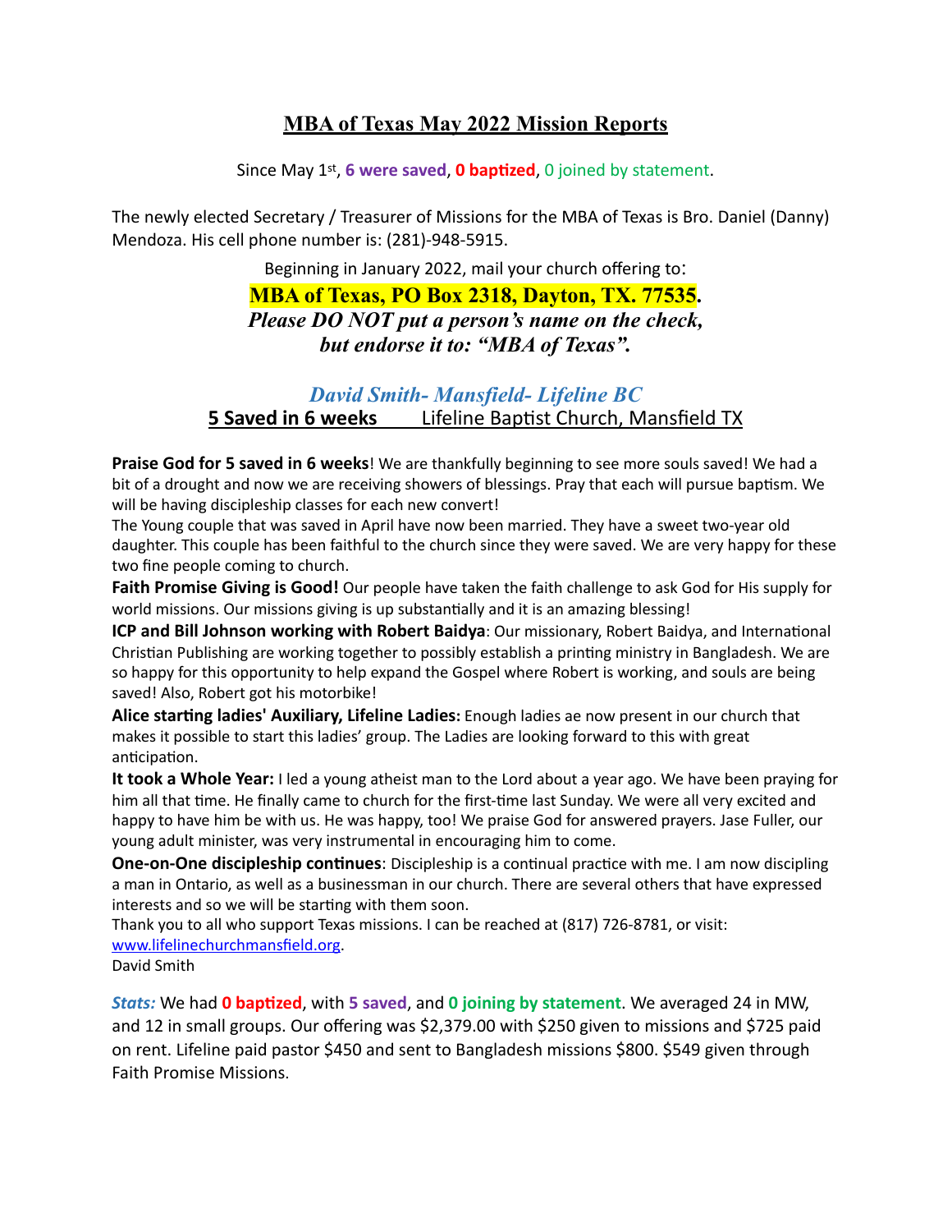# MBA of Texas May 2022 Mission Reports

Since May 1st, **6 were saved**, **0 baptized**, 0 joined by statement.

The newly elected Secretary / Treasurer of Missions for the MBA of Texas is Bro. Daniel (Danny) Mendoza. His cell phone number is: (281)-948-5915.

Beginning in January 2022, mail your church offering to:

**MBA of Texas, PO Box 2318, Dayton, TX. 77535.**
***Please DO NOT put a person's name on the check, but endorse it to: "MBA of Texas".***

### *David Smith- Mansfield- Lifeline BC*

**5 Saved in 6 weeks** Lifeline Baptist Church, Mansfield TX

**Praise God for 5 saved in 6 weeks**! We are thankfully beginning to see more souls saved! We had a bit of a drought and now we are receiving showers of blessings. Pray that each will pursue baptism. We will be having discipleship classes for each new convert!

The Young couple that was saved in April have now been married. They have a sweet two-year old daughter. This couple has been faithful to the church since they were saved. We are very happy for these two fine people coming to church.

**Faith Promise Giving is Good!** Our people have taken the faith challenge to ask God for His supply for world missions. Our missions giving is up substantially and it is an amazing blessing!

**ICP and Bill Johnson working with Robert Baidya**: Our missionary, Robert Baidya, and International Christian Publishing are working together to possibly establish a printing ministry in Bangladesh. We are so happy for this opportunity to help expand the Gospel where Robert is working, and souls are being saved! Also, Robert got his motorbike!

**Alice starting ladies' Auxiliary, Lifeline Ladies:** Enough ladies ae now present in our church that makes it possible to start this ladies' group. The Ladies are looking forward to this with great anticipation.

**It took a Whole Year:** I led a young atheist man to the Lord about a year ago. We have been praying for him all that time. He finally came to church for the first-time last Sunday. We were all very excited and happy to have him be with us. He was happy, too! We praise God for answered prayers. Jase Fuller, our young adult minister, was very instrumental in encouraging him to come.

**One-on-One discipleship continues**: Discipleship is a continual practice with me. I am now discipling a man in Ontario, as well as a businessman in our church. There are several others that have expressed interests and so we will be starting with them soon.

Thank you to all who support Texas missions. I can be reached at (817) 726-8781, or visit: www.lifelinechurchmansfield.org.

David Smith

***Stats:*** We had **0 baptized**, with **5 saved**, and **0 joining by statement**. We averaged 24 in MW, and 12 in small groups. Our offering was $2,379.00 with $250 given to missions and $725 paid on rent. Lifeline paid pastor $450 and sent to Bangladesh missions $800. $549 given through Faith Promise Missions.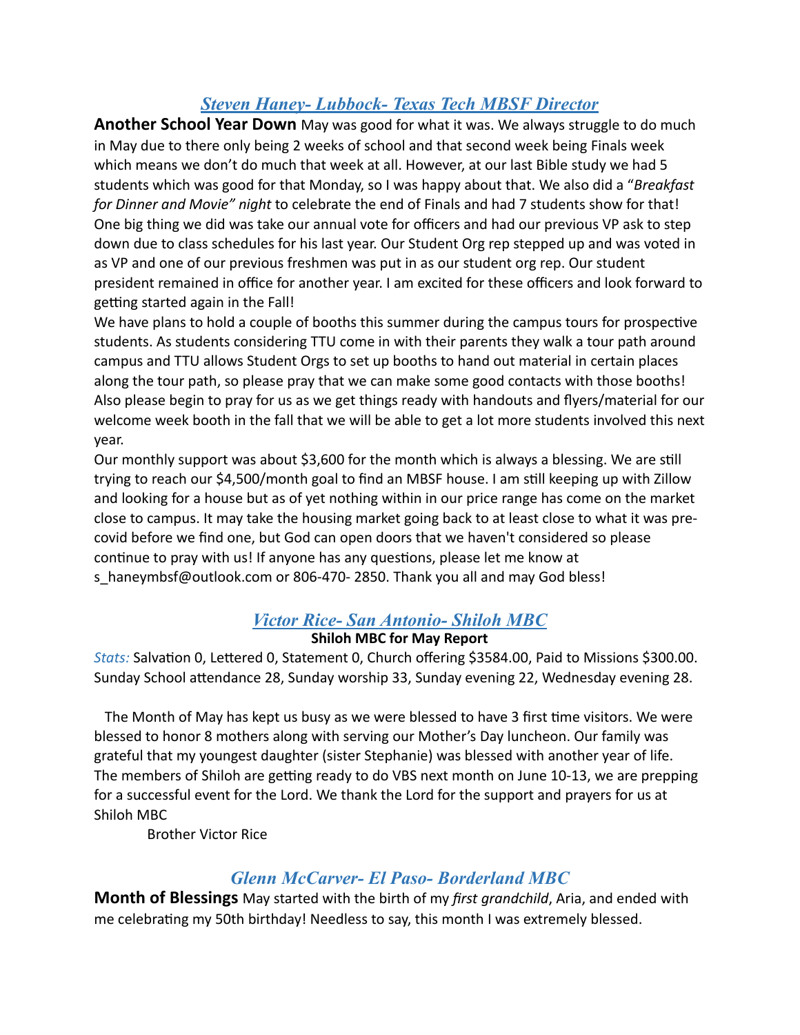## *Steven Haney- Lubbock- Texas Tech MBSF Director*

**Another School Year Down** May was good for what it was. We always struggle to do much in May due to there only being 2 weeks of school and that second week being Finals week which means we don't do much that week at all. However, at our last Bible study we had 5 students which was good for that Monday, so I was happy about that. We also did a "*Breakfast for Dinner and Movie" night* to celebrate the end of Finals and had 7 students show for that! One big thing we did was take our annual vote for officers and had our previous VP ask to step down due to class schedules for his last year. Our Student Org rep stepped up and was voted in as VP and one of our previous freshmen was put in as our student org rep. Our student president remained in office for another year. I am excited for these officers and look forward to getting started again in the Fall!

We have plans to hold a couple of booths this summer during the campus tours for prospective students. As students considering TTU come in with their parents they walk a tour path around campus and TTU allows Student Orgs to set up booths to hand out material in certain places along the tour path, so please pray that we can make some good contacts with those booths! Also please begin to pray for us as we get things ready with handouts and flyers/material for our welcome week booth in the fall that we will be able to get a lot more students involved this next year.

Our monthly support was about $3,600 for the month which is always a blessing. We are still trying to reach our $4,500/month goal to find an MBSF house. I am still keeping up with Zillow and looking for a house but as of yet nothing within in our price range has come on the market close to campus. It may take the housing market going back to at least close to what it was pre-covid before we find one, but God can open doors that we haven't considered so please continue to pray with us! If anyone has any questions, please let me know at s_haneymbsf@outlook.com or 806-470- 2850. Thank you all and may God bless!

## *Victor Rice- San Antonio- Shiloh MBC*

**Shiloh MBC for May Report**

*Stats:* Salvation 0, Lettered 0, Statement 0, Church offering $3584.00, Paid to Missions $300.00. Sunday School attendance 28, Sunday worship 33, Sunday evening 22, Wednesday evening 28.

The Month of May has kept us busy as we were blessed to have 3 first time visitors. We were blessed to honor 8 mothers along with serving our Mother's Day luncheon. Our family was grateful that my youngest daughter (sister Stephanie) was blessed with another year of life. The members of Shiloh are getting ready to do VBS next month on June 10-13, we are prepping for a successful event for the Lord. We thank the Lord for the support and prayers for us at Shiloh MBC

Brother Victor Rice

## *Glenn McCarver- El Paso- Borderland MBC*

**Month of Blessings** May started with the birth of my *first grandchild*, Aria, and ended with me celebrating my 50th birthday! Needless to say, this month I was extremely blessed.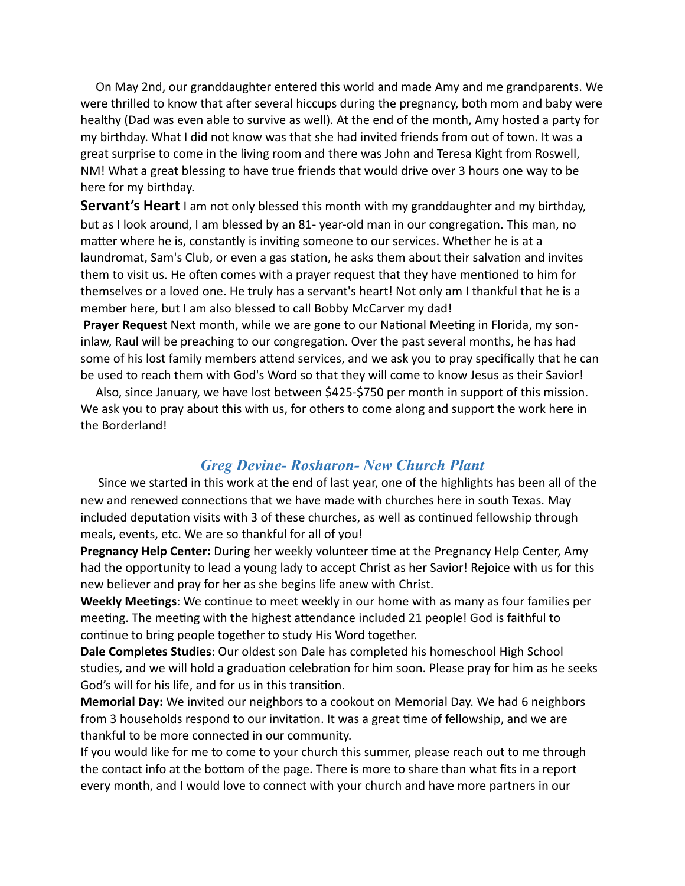On May 2nd, our granddaughter entered this world and made Amy and me grandparents. We were thrilled to know that after several hiccups during the pregnancy, both mom and baby were healthy (Dad was even able to survive as well). At the end of the month, Amy hosted a party for my birthday. What I did not know was that she had invited friends from out of town. It was a great surprise to come in the living room and there was John and Teresa Kight from Roswell, NM! What a great blessing to have true friends that would drive over 3 hours one way to be here for my birthday.

**Servant's Heart** I am not only blessed this month with my granddaughter and my birthday, but as I look around, I am blessed by an 81- year-old man in our congregation. This man, no matter where he is, constantly is inviting someone to our services. Whether he is at a laundromat, Sam's Club, or even a gas station, he asks them about their salvation and invites them to visit us. He often comes with a prayer request that they have mentioned to him for themselves or a loved one. He truly has a servant's heart! Not only am I thankful that he is a member here, but I am also blessed to call Bobby McCarver my dad!

**Prayer Request** Next month, while we are gone to our National Meeting in Florida, my son-inlaw, Raul will be preaching to our congregation. Over the past several months, he has had some of his lost family members attend services, and we ask you to pray specifically that he can be used to reach them with God's Word so that they will come to know Jesus as their Savior!

Also, since January, we have lost between $425-$750 per month in support of this mission. We ask you to pray about this with us, for others to come along and support the work here in the Borderland!

## *Greg Devine- Rosharon- New Church Plant*

Since we started in this work at the end of last year, one of the highlights has been all of the new and renewed connections that we have made with churches here in south Texas. May included deputation visits with 3 of these churches, as well as continued fellowship through meals, events, etc. We are so thankful for all of you!

**Pregnancy Help Center:** During her weekly volunteer time at the Pregnancy Help Center, Amy had the opportunity to lead a young lady to accept Christ as her Savior! Rejoice with us for this new believer and pray for her as she begins life anew with Christ.

**Weekly Meetings**: We continue to meet weekly in our home with as many as four families per meeting. The meeting with the highest attendance included 21 people! God is faithful to continue to bring people together to study His Word together.

**Dale Completes Studies**: Our oldest son Dale has completed his homeschool High School studies, and we will hold a graduation celebration for him soon. Please pray for him as he seeks God's will for his life, and for us in this transition.

**Memorial Day:** We invited our neighbors to a cookout on Memorial Day. We had 6 neighbors from 3 households respond to our invitation. It was a great time of fellowship, and we are thankful to be more connected in our community.

If you would like for me to come to your church this summer, please reach out to me through the contact info at the bottom of the page. There is more to share than what fits in a report every month, and I would love to connect with your church and have more partners in our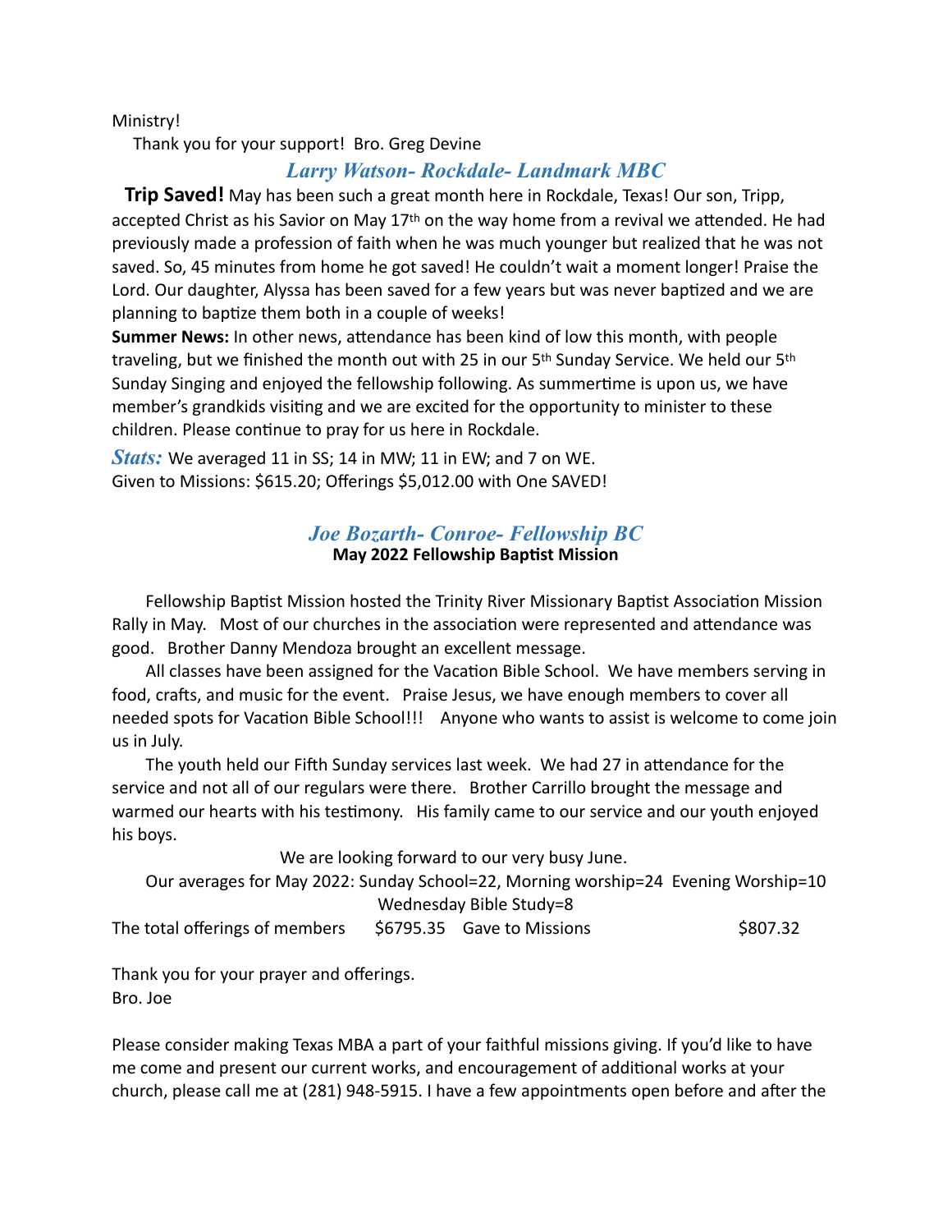Ministry!

Thank you for your support! Bro. Greg Devine

### *Larry Watson- Rockdale- Landmark MBC*

**Trip Saved!** May has been such a great month here in Rockdale, Texas! Our son, Tripp, accepted Christ as his Savior on May 17th on the way home from a revival we attended. He had previously made a profession of faith when he was much younger but realized that he was not saved. So, 45 minutes from home he got saved! He couldn't wait a moment longer! Praise the Lord. Our daughter, Alyssa has been saved for a few years but was never baptized and we are planning to baptize them both in a couple of weeks!

**Summer News:** In other news, attendance has been kind of low this month, with people traveling, but we finished the month out with 25 in our 5th Sunday Service. We held our 5th Sunday Singing and enjoyed the fellowship following. As summertime is upon us, we have member's grandkids visiting and we are excited for the opportunity to minister to these children. Please continue to pray for us here in Rockdale.

***Stats:*** We averaged 11 in SS; 14 in MW; 11 in EW; and 7 on WE.
Given to Missions: $615.20; Offerings $5,012.00 with One SAVED!

### *Joe Bozarth- Conroe- Fellowship BC*

**May 2022 Fellowship Baptist Mission**

Fellowship Baptist Mission hosted the Trinity River Missionary Baptist Association Mission Rally in May. Most of our churches in the association were represented and attendance was good. Brother Danny Mendoza brought an excellent message.

All classes have been assigned for the Vacation Bible School. We have members serving in food, crafts, and music for the event. Praise Jesus, we have enough members to cover all needed spots for Vacation Bible School!!! Anyone who wants to assist is welcome to come join us in July.

The youth held our Fifth Sunday services last week. We had 27 in attendance for the service and not all of our regulars were there. Brother Carrillo brought the message and warmed our hearts with his testimony. His family came to our service and our youth enjoyed his boys.

We are looking forward to our very busy June.

Our averages for May 2022: Sunday School=22, Morning worship=24 Evening Worship=10 Wednesday Bible Study=8

The total offerings of members $6795.35 Gave to Missions $807.32

Thank you for your prayer and offerings.
Bro. Joe

Please consider making Texas MBA a part of your faithful missions giving. If you'd like to have me come and present our current works, and encouragement of additional works at your church, please call me at (281) 948-5915. I have a few appointments open before and after the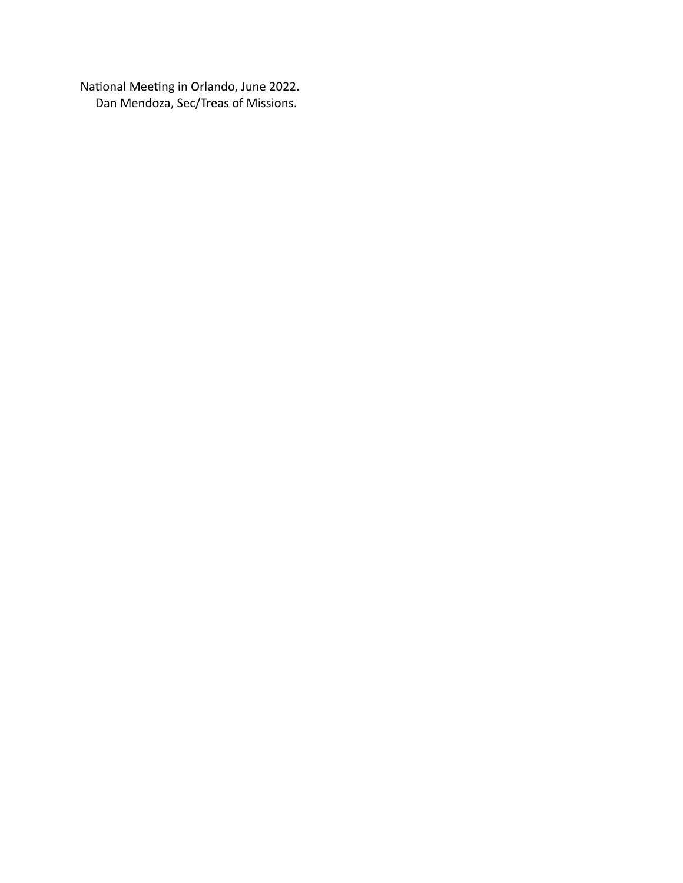National Meeting in Orlando, June 2022.
Dan Mendoza, Sec/Treas of Missions.